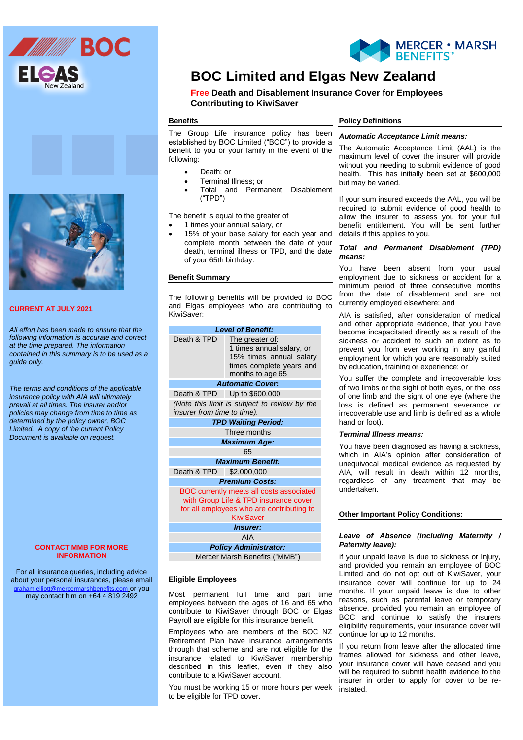# BOC Limited and Elgas New Zealand

**Free Death and Disablement Insurance Cover for Employees Contributing to KiwiSaver**

**CURRENT AT JULY 2021**

*All effort has been made to ensure that the following information is accurate and correct at the time prepared. The information contained in this summary is to be used as a guide only.*

*The terms and conditions of the applicable insurance policy with AIA will ultimately prevail at all times. The insurer and/or policies may change from time to time as determined by the policy owner, BOC Limited. A copy of the current Policy Document is available on request.*

**CONTACT MMB FOR MORE INFORMATION**

For all insurance queries, including advice about your personal insurances, please email graham.elliott@mercermarshbenefits.com or you may contact him on +64 4 819 2492

## Benefits

The Group Life insurance policy has been established by BOC Limited ("BOC") to provide a benefit to you or your family in the event of the following:

- Death; or
- Terminal Illness; or
- Total and Permanent Disablement ("TPD")

The benefit is equal to the greater of

- 1 times your annual salary, or
- 15% of your base salary for each year and complete month between the date of your death, terminal illness or TPD, and the date of your 65th birthday.

## Benefit Summary

The following benefits will be provided to BOC and Elgas employees who are contributing to KiwiSaver:

| ***Level of Benefit:*** | |
|---|---|
| Death & TPD | The greater of: 1 times annual salary, or 15% times annual salary times complete years and months to age 65 |
| ***Automatic Cover:*** | |
| Death & TPD | Up to $600,000 |
| *(Note this limit is subject to review by the insurer from time to time).* | |
| ***TPD Waiting Period:*** | |
| Three months | |
| ***Maximum Age:*** | |
| 65 | |
| ***Maximum Benefit:*** | |
| Death & TPD | $2,000,000 |
| ***Premium Costs:*** | |
| BOC currently meets all costs associated with Group Life & TPD insurance cover for all employees who are contributing to KiwiSaver | |
| ***Insurer:*** | |
| AIA | |
| ***Policy Administrator:*** | |
| Mercer Marsh Benefits ("MMB") | |

## Eligible Employees

Most permanent full time and part time employees between the ages of 16 and 65 who contribute to KiwiSaver through BOC or Elgas Payroll are eligible for this insurance benefit.

Employees who are members of the BOC NZ Retirement Plan have insurance arrangements through that scheme and are not eligible for the insurance related to KiwiSaver membership described in this leaflet, even if they also contribute to a KiwiSaver account.

You must be working 15 or more hours per week to be eligible for TPD cover.

## Policy Definitions

***Automatic Acceptance Limit means:***

The Automatic Acceptance Limit (AAL) is the maximum level of cover the insurer will provide without you needing to submit evidence of good health. This has initially been set at $600,000 but may be varied.

If your sum insured exceeds the AAL, you will be required to submit evidence of good health to allow the insurer to assess you for your full benefit entitlement. You will be sent further details if this applies to you.

***Total and Permanent Disablement (TPD) means:***

You have been absent from your usual employment due to sickness or accident for a minimum period of three consecutive months from the date of disablement and are not currently employed elsewhere; and

AIA is satisfied, after consideration of medical and other appropriate evidence, that you have become incapacitated directly as a result of the sickness or accident to such an extent as to prevent you from ever working in any gainful employment for which you are reasonably suited by education, training or experience; or

You suffer the complete and irrecoverable loss of two limbs or the sight of both eyes, or the loss of one limb and the sight of one eye (where the loss is defined as permanent severance or irrecoverable use and limb is defined as a whole hand or foot).

***Terminal Illness means:***

You have been diagnosed as having a sickness, which in AIA's opinion after consideration of unequivocal medical evidence as requested by AIA, will result in death within 12 months, regardless of any treatment that may be undertaken.

## Other Important Policy Conditions:

***Leave of Absence (including Maternity / Paternity leave):***

If your unpaid leave is due to sickness or injury, and provided you remain an employee of BOC Limited and do not opt out of KiwiSaver, your insurance cover will continue for up to 24 months. If your unpaid leave is due to other reasons, such as parental leave or temporary absence, provided you remain an employee of BOC and continue to satisfy the insurers eligibility requirements, your insurance cover will continue for up to 12 months.

If you return from leave after the allocated time frames allowed for sickness and other leave, your insurance cover will have ceased and you will be required to submit health evidence to the insurer in order to apply for cover to be re-instated.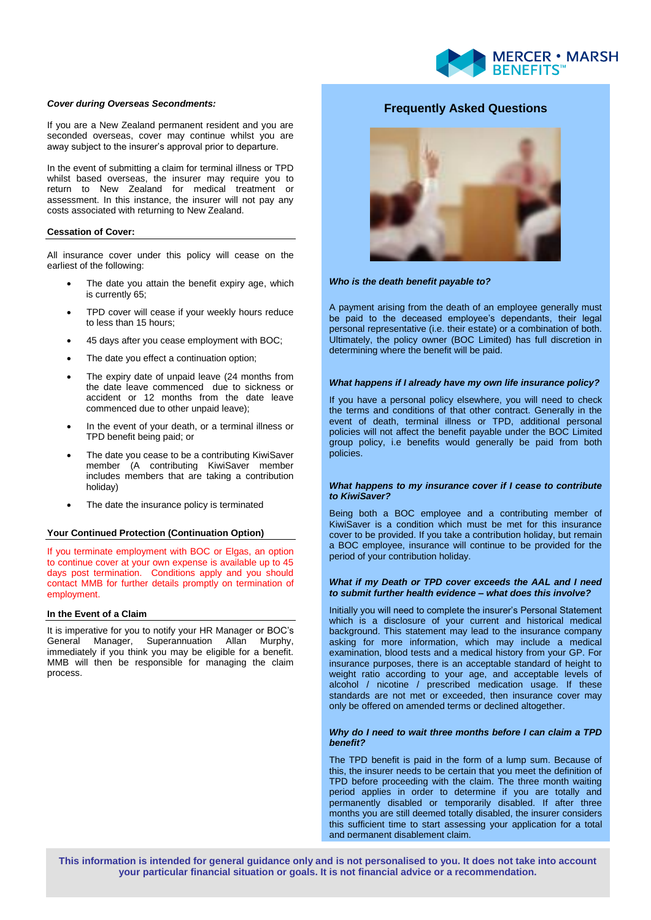***Cover during Overseas Secondments:***

If you are a New Zealand permanent resident and you are seconded overseas, cover may continue whilst you are away subject to the insurer's approval prior to departure.

In the event of submitting a claim for terminal illness or TPD whilst based overseas, the insurer may require you to return to New Zealand for medical treatment or assessment. In this instance, the insurer will not pay any costs associated with returning to New Zealand.

**Cessation of Cover:**

All insurance cover under this policy will cease on the earliest of the following:

- The date you attain the benefit expiry age, which is currently 65;
- TPD cover will cease if your weekly hours reduce to less than 15 hours;
- 45 days after you cease employment with BOC;
- The date you effect a continuation option;
- The expiry date of unpaid leave (24 months from the date leave commenced due to sickness or accident or 12 months from the date leave commenced due to other unpaid leave);
- In the event of your death, or a terminal illness or TPD benefit being paid; or
- The date you cease to be a contributing KiwiSaver member (A contributing KiwiSaver member includes members that are taking a contribution holiday)
- The date the insurance policy is terminated

**Your Continued Protection (Continuation Option)**

If you terminate employment with BOC or Elgas, an option to continue cover at your own expense is available up to 45 days post termination. Conditions apply and you should contact MMB for further details promptly on termination of employment.

**In the Event of a Claim**

It is imperative for you to notify your HR Manager or BOC's General Manager, Superannuation Allan Murphy, immediately if you think you may be eligible for a benefit. MMB will then be responsible for managing the claim process.

## Frequently Asked Questions

***Who is the death benefit payable to?***

A payment arising from the death of an employee generally must be paid to the deceased employee's dependants, their legal personal representative (i.e. their estate) or a combination of both. Ultimately, the policy owner (BOC Limited) has full discretion in determining where the benefit will be paid.

***What happens if I already have my own life insurance policy?***

If you have a personal policy elsewhere, you will need to check the terms and conditions of that other contract. Generally in the event of death, terminal illness or TPD, additional personal policies will not affect the benefit payable under the BOC Limited group policy, i.e benefits would generally be paid from both policies.

***What happens to my insurance cover if I cease to contribute to KiwiSaver?***

Being both a BOC employee and a contributing member of KiwiSaver is a condition which must be met for this insurance cover to be provided. If you take a contribution holiday, but remain a BOC employee, insurance will continue to be provided for the period of your contribution holiday.

***What if my Death or TPD cover exceeds the AAL and I need to submit further health evidence – what does this involve?***

Initially you will need to complete the insurer's Personal Statement which is a disclosure of your current and historical medical background. This statement may lead to the insurance company asking for more information, which may include a medical examination, blood tests and a medical history from your GP. For insurance purposes, there is an acceptable standard of height to weight ratio according to your age, and acceptable levels of alcohol / nicotine / prescribed medication usage. If these standards are not met or exceeded, then insurance cover may only be offered on amended terms or declined altogether.

***Why do I need to wait three months before I can claim a TPD benefit?***

The TPD benefit is paid in the form of a lump sum. Because of this, the insurer needs to be certain that you meet the definition of TPD before proceeding with the claim. The three month waiting period applies in order to determine if you are totally and permanently disabled or temporarily disabled. If after three months you are still deemed totally disabled, the insurer considers this sufficient time to start assessing your application for a total and permanent disablement claim.

**This information is intended for general guidance only and is not personalised to you. It does not take into account your particular financial situation or goals. It is not financial advice or a recommendation.**